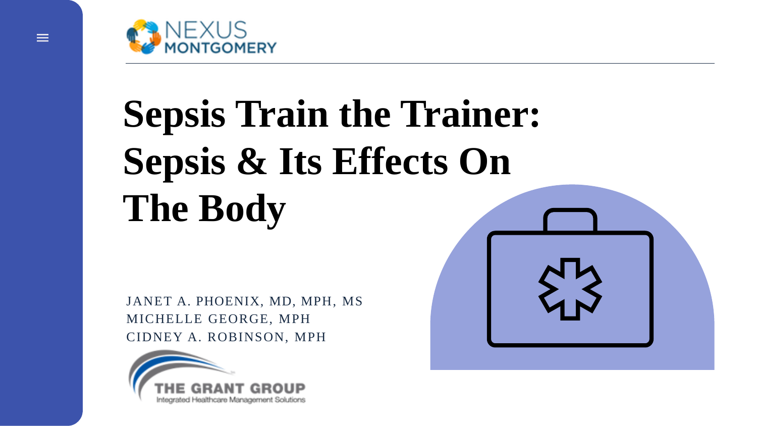NEXUS MONTGOMERY

# Sepsis Train the Trainer: Sepsis & Its Effects On The Body

JANET A. PHOENIX, MD, MPH, MS
MICHELLE GEORGE, MPH
CIDNEY A. ROBINSON, MPH

THE GRANT GROUP
Integrated Healthcare Management Solutions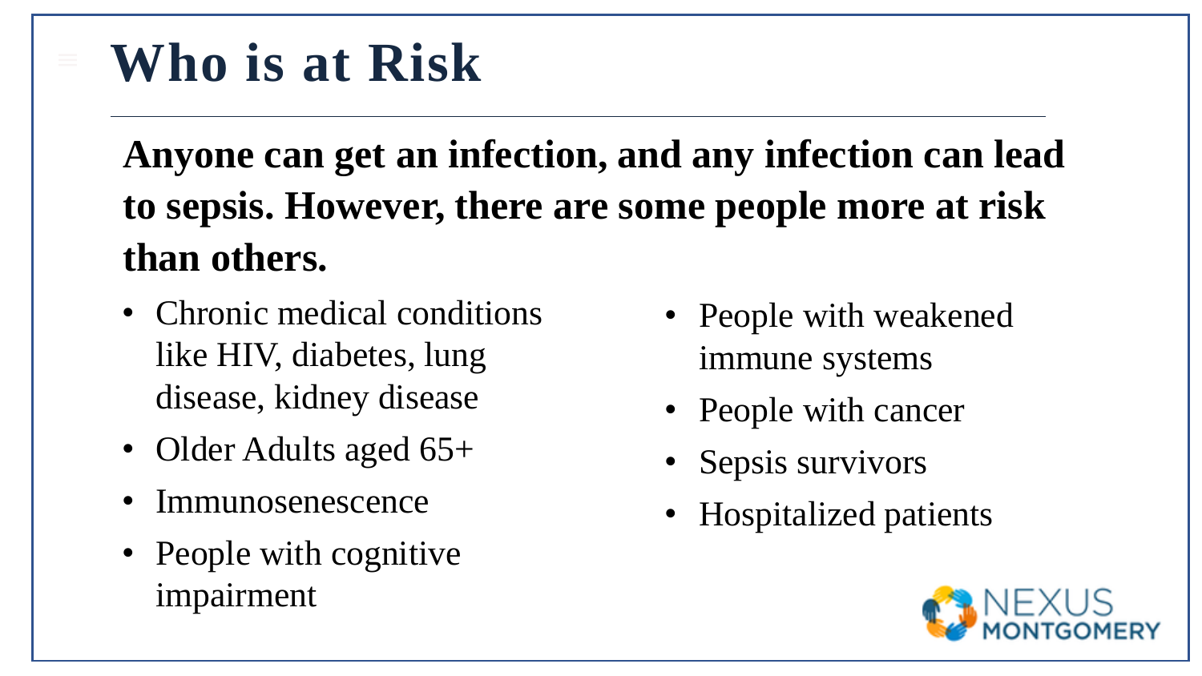# Who is at Risk

**Anyone can get an infection, and any infection can lead to sepsis. However, there are some people more at risk than others.**

- Chronic medical conditions like HIV, diabetes, lung disease, kidney disease
- Older Adults aged 65+
- Immunosenescence
- People with cognitive impairment
- People with weakened immune systems
- People with cancer
- Sepsis survivors
- Hospitalized patients

NEXUS MONTGOMERY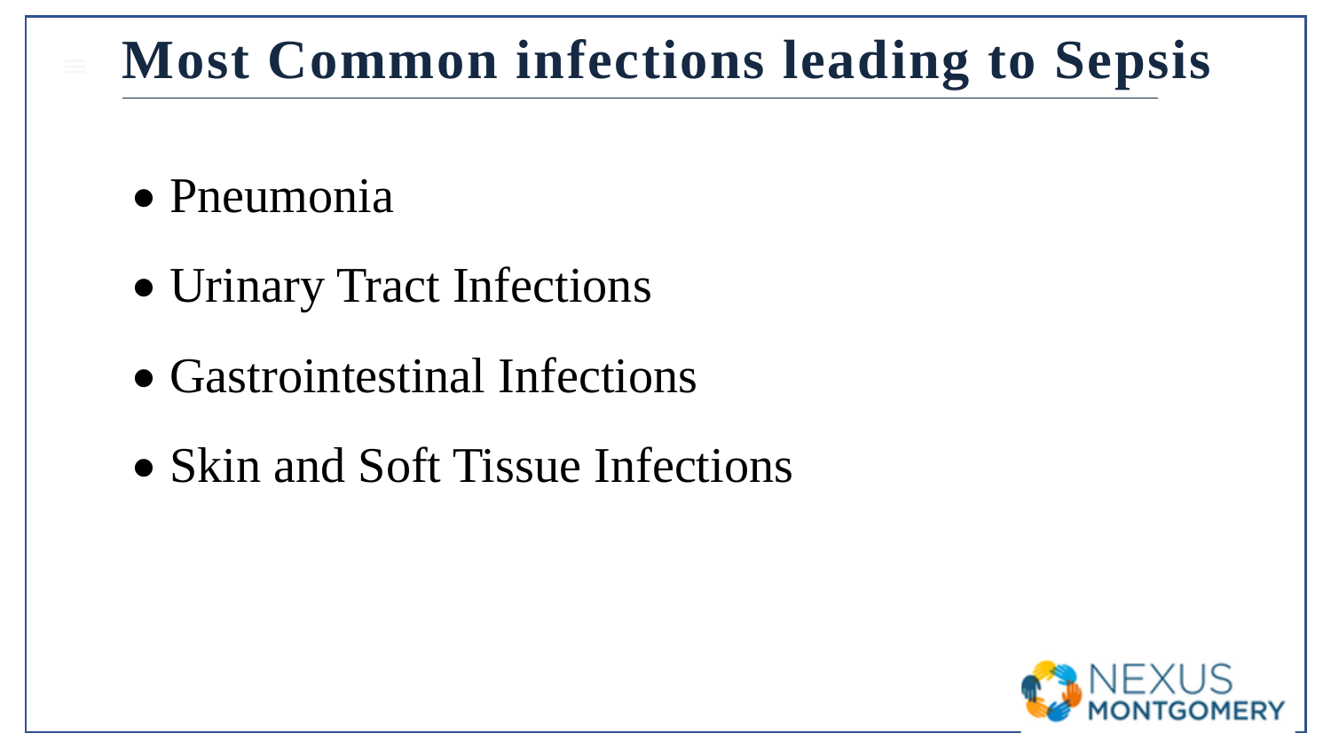# Most Common infections leading to Sepsis

- Pneumonia
- Urinary Tract Infections
- Gastrointestinal Infections
- Skin and Soft Tissue Infections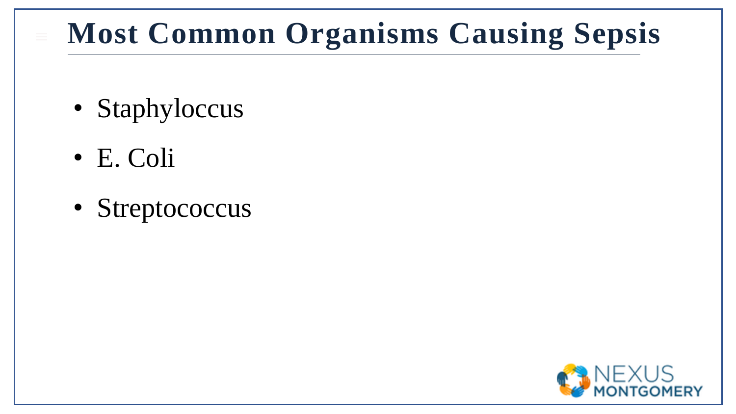# Most Common Organisms Causing Sepsis

- Staphyloccus
- E. Coli
- Streptococcus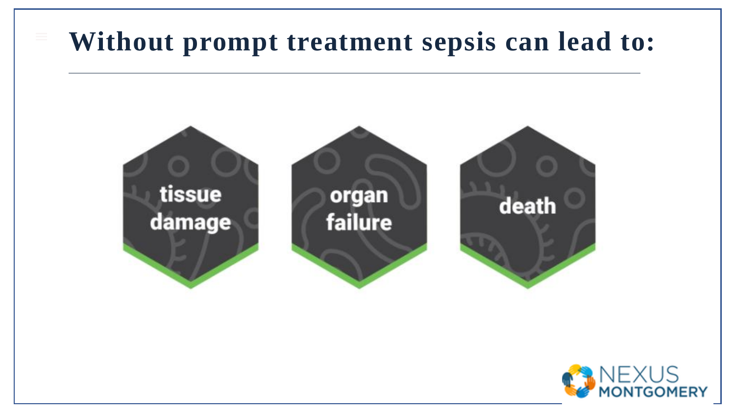# Without prompt treatment sepsis can lead to:

- tissue damage
- organ failure
- death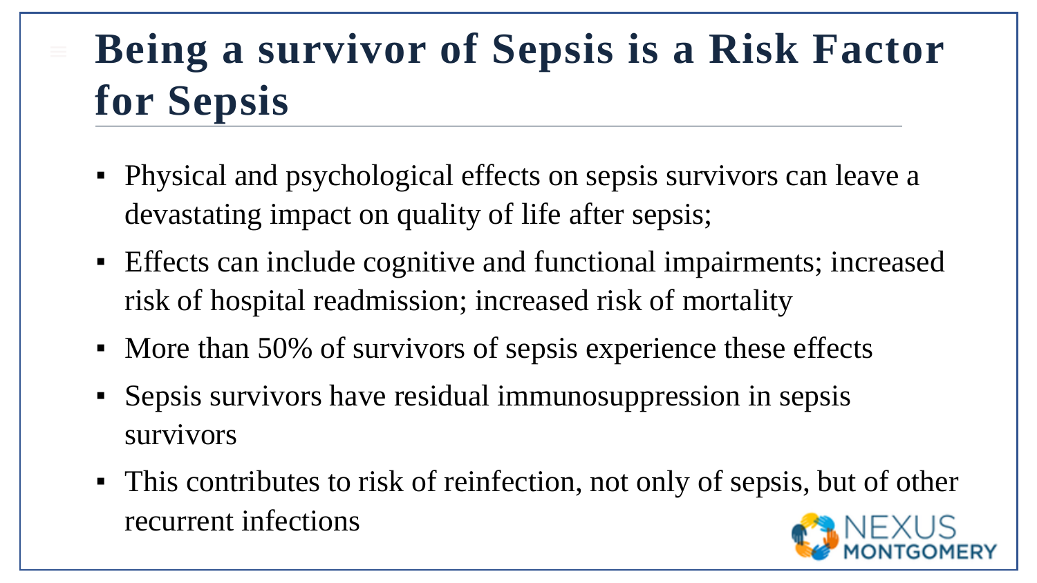# Being a survivor of Sepsis is a Risk Factor for Sepsis

- Physical and psychological effects on sepsis survivors can leave a devastating impact on quality of life after sepsis;
- Effects can include cognitive and functional impairments; increased risk of hospital readmission; increased risk of mortality
- More than 50% of survivors of sepsis experience these effects
- Sepsis survivors have residual immunosuppression in sepsis survivors
- This contributes to risk of reinfection, not only of sepsis, but of other recurrent infections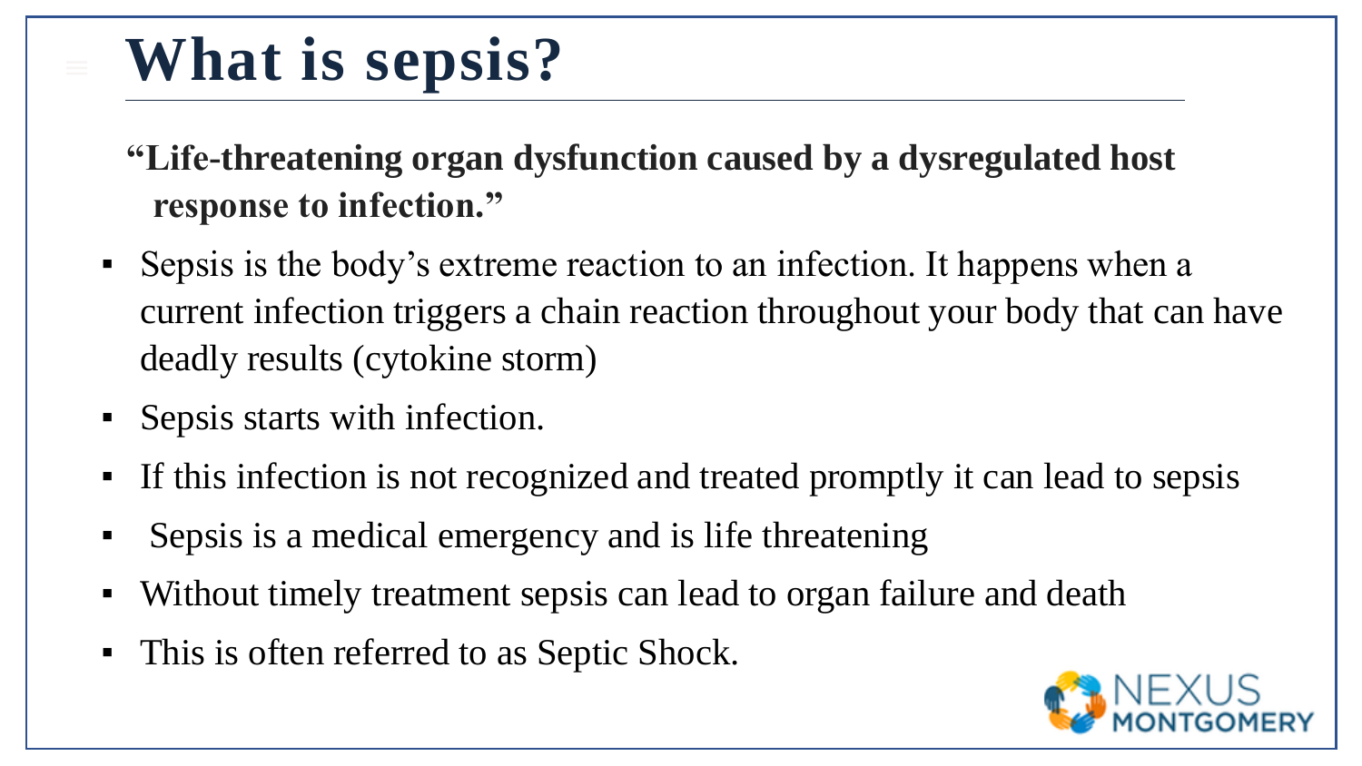# What is sepsis?

**"Life-threatening organ dysfunction caused by a dysregulated host response to infection."**

- Sepsis is the body's extreme reaction to an infection. It happens when a current infection triggers a chain reaction throughout your body that can have deadly results (cytokine storm)
- Sepsis starts with infection.
- If this infection is not recognized and treated promptly it can lead to sepsis
- Sepsis is a medical emergency and is life threatening
- Without timely treatment sepsis can lead to organ failure and death
- This is often referred to as Septic Shock.

NEXUS MONTGOMERY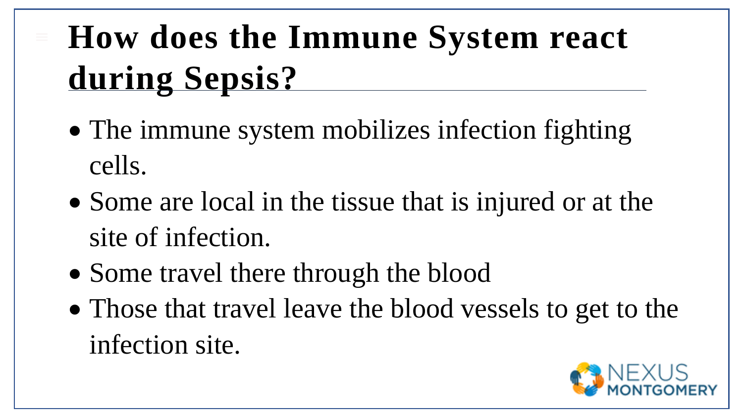# How does the Immune System react during Sepsis?

- The immune system mobilizes infection fighting cells.
- Some are local in the tissue that is injured or at the site of infection.
- Some travel there through the blood
- Those that travel leave the blood vessels to get to the infection site.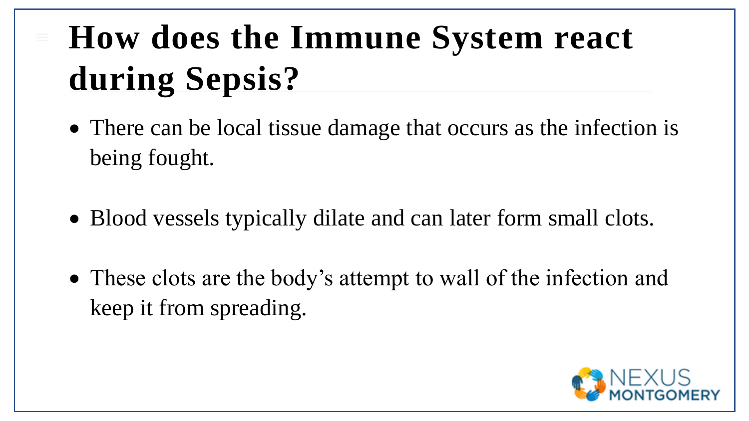# How does the Immune System react during Sepsis?

- There can be local tissue damage that occurs as the infection is being fought.
- Blood vessels typically dilate and can later form small clots.
- These clots are the body's attempt to wall of the infection and keep it from spreading.

NEXUS MONTGOMERY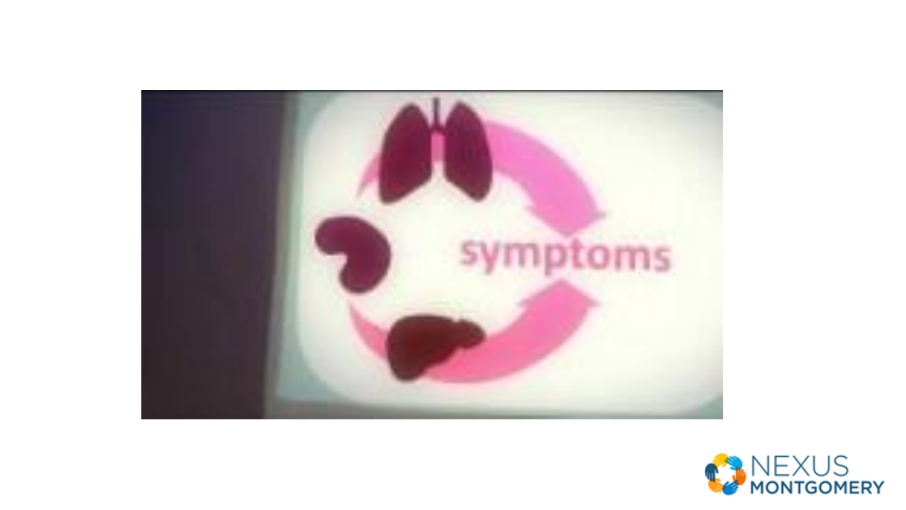symptoms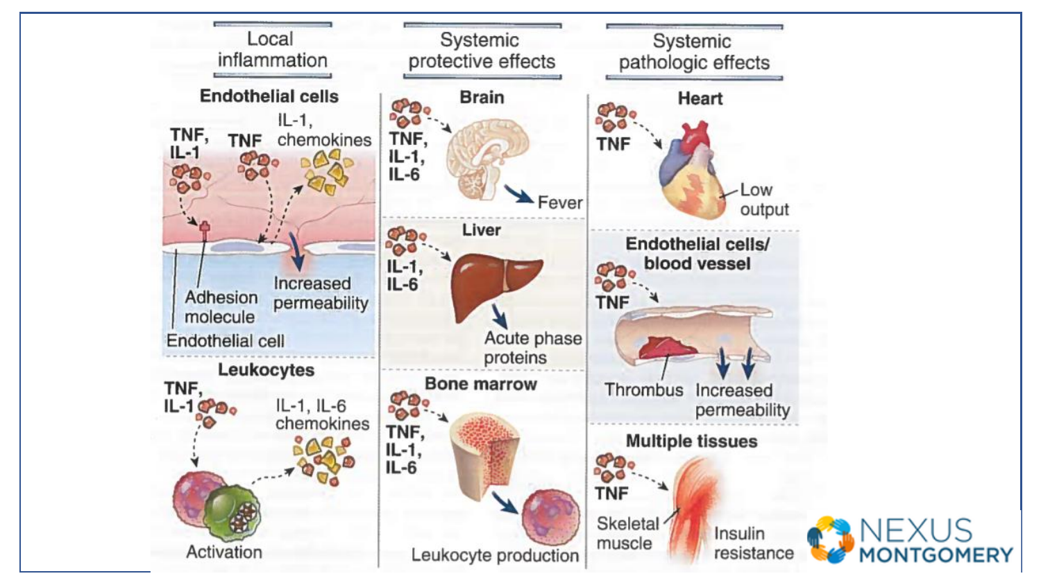## Local inflammation

### Endothelial cells

TNF, IL-1

TNF

IL-1, chemokines

Adhesion molecule

Increased permeability

Endothelial cell

### Leukocytes

TNF, IL-1

IL-1, IL-6 chemokines

Activation

## Systemic protective effects

### Brain

TNF, IL-1, IL-6

Fever

### Liver

IL-1, IL-6

Acute phase proteins

### Bone marrow

TNF, IL-1, IL-6

Leukocyte production

## Systemic pathologic effects

### Heart

TNF

Low output

### Endothelial cells/ blood vessel

TNF

Thrombus

Increased permeability

### Multiple tissues

TNF

Skeletal muscle

Insulin resistance

NEXUS MONTGOMERY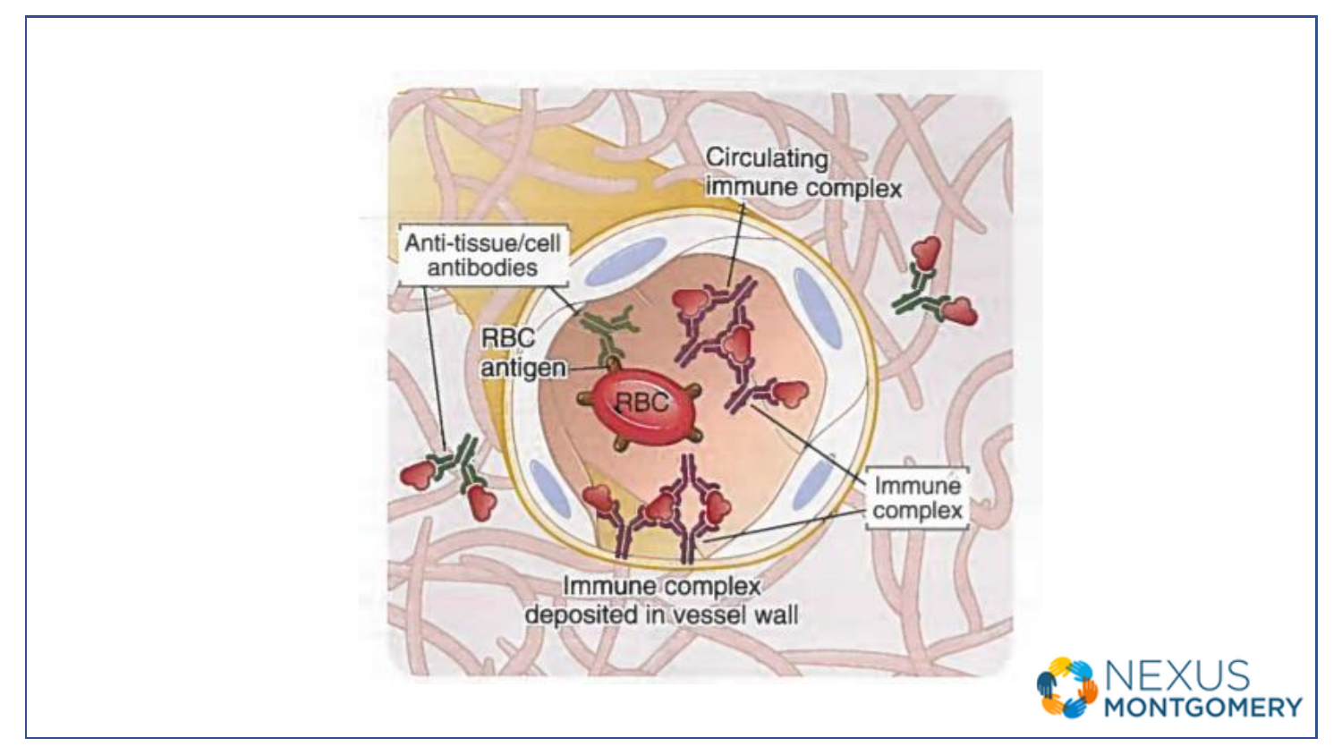Circulating immune complex

Anti-tissue/cell antibodies

RBC antigen

RBC

Immune complex

Immune complex deposited in vessel wall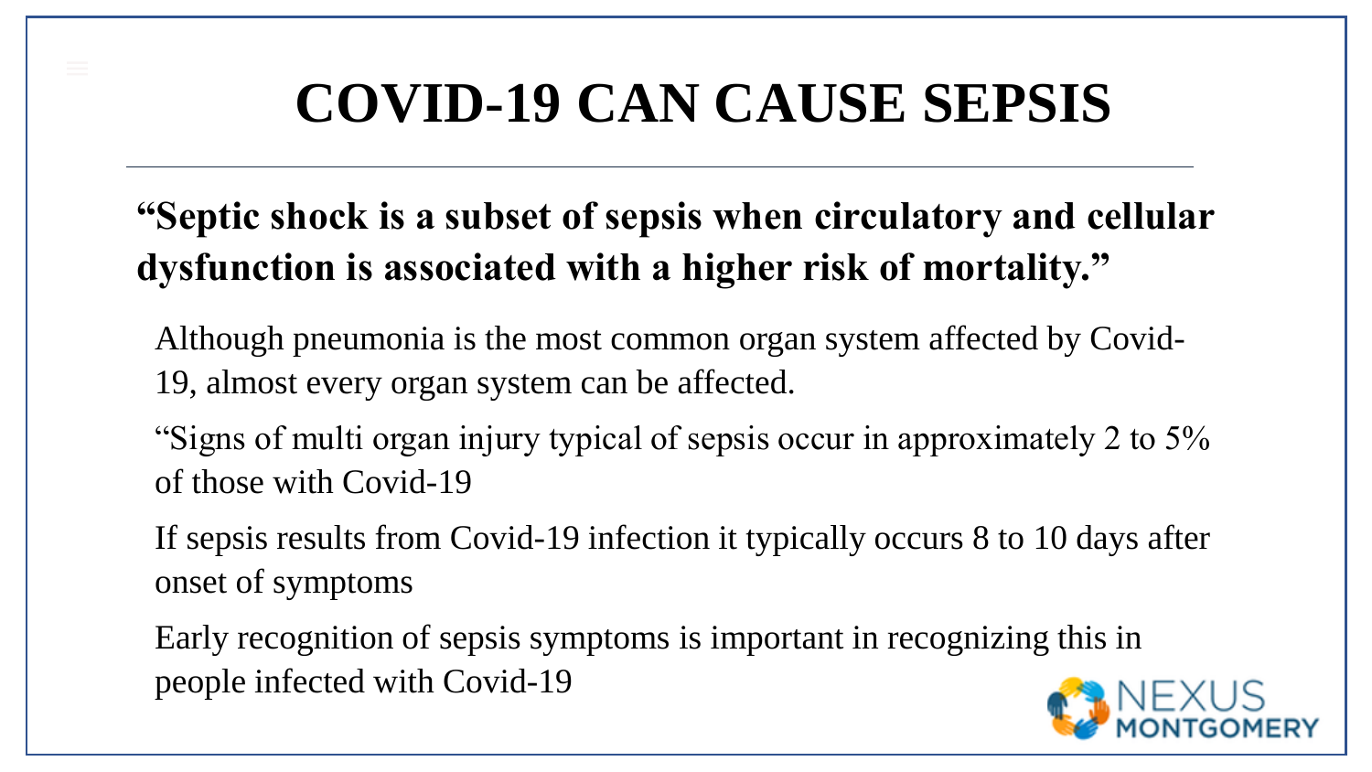# COVID-19 CAN CAUSE SEPSIS

**“Septic shock is a subset of sepsis when circulatory and cellular dysfunction is associated with a higher risk of mortality.”**

Although pneumonia is the most common organ system affected by Covid-19, almost every organ system can be affected.

“Signs of multi organ injury typical of sepsis occur in approximately 2 to 5% of those with Covid-19

If sepsis results from Covid-19 infection it typically occurs 8 to 10 days after onset of symptoms

Early recognition of sepsis symptoms is important in recognizing this in people infected with Covid-19

NEXUS MONTGOMERY